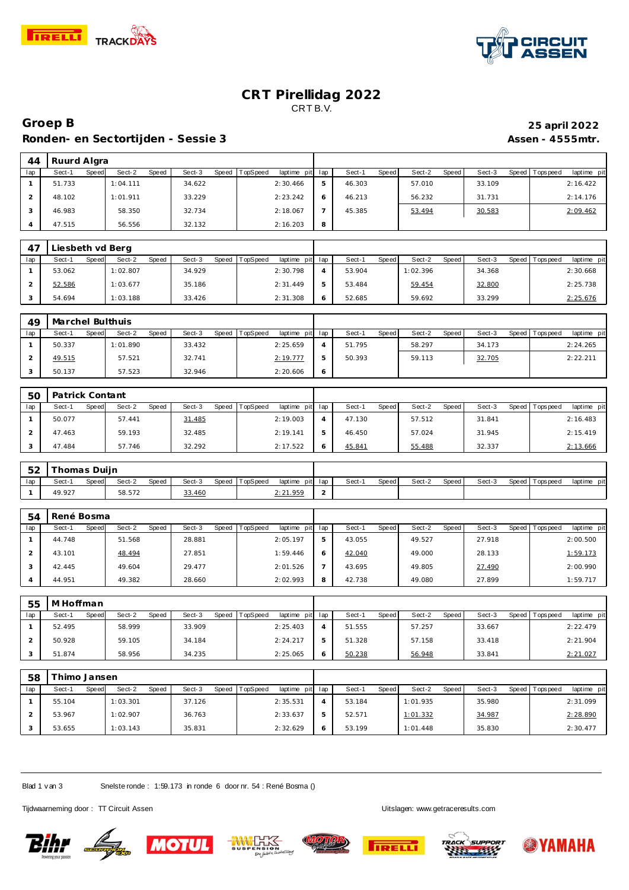# CRT Pirellidag 2022

CRT B.V.

## Groep B

**25 april 2022**

## Ronden- en Sectortijden - Sessie 3

**Assen - 4555mtr.**

### 44 Ruurd Algra

| lap | Sect-1 | Speed | Sect-2 | Speed | Sect-3 | Speed | TopSpeed | laptime pit | lap | Sect-1 | Speed | Sect-2 | Speed | Sect-3 | Speed | Topspeed | laptime pit |
|---|---|---|---|---|---|---|---|---|---|---|---|---|---|---|---|---|---|
| 1 | 51.733 | | 1:04.111 | | 34.622 | | | 2:30.466 | 5 | 46.303 | | 57.010 | | 33.109 | | | 2:16.422 |
| 2 | 48.102 | | 1:01.911 | | 33.229 | | | 2:23.242 | 6 | 46.213 | | 56.232 | | 31.731 | | | 2:14.176 |
| 3 | 46.983 | | 58.350 | | 32.734 | | | 2:18.067 | 7 | 45.385 | | 53.494 | | 30.583 | | | 2:09.462 |
| 4 | 47.515 | | 56.556 | | 32.132 | | | 2:16.203 | 8 | | | | | | | | |

### 47 Liesbeth vd Berg

| lap | Sect-1 | Speed | Sect-2 | Speed | Sect-3 | Speed | TopSpeed | laptime pit | lap | Sect-1 | Speed | Sect-2 | Speed | Sect-3 | Speed | Topspeed | laptime pit |
|---|---|---|---|---|---|---|---|---|---|---|---|---|---|---|---|---|---|
| 1 | 53.062 | | 1:02.807 | | 34.929 | | | 2:30.798 | 4 | 53.904 | | 1:02.396 | | 34.368 | | | 2:30.668 |
| 2 | 52.586 | | 1:03.677 | | 35.186 | | | 2:31.449 | 5 | 53.484 | | 59.454 | | 32.800 | | | 2:25.738 |
| 3 | 54.694 | | 1:03.188 | | 33.426 | | | 2:31.308 | 6 | 52.685 | | 59.692 | | 33.299 | | | 2:25.676 |

### 49 Marchel Bulthuis

| lap | Sect-1 | Speed | Sect-2 | Speed | Sect-3 | Speed | TopSpeed | laptime pit | lap | Sect-1 | Speed | Sect-2 | Speed | Sect-3 | Speed | Topspeed | laptime pit |
|---|---|---|---|---|---|---|---|---|---|---|---|---|---|---|---|---|---|
| 1 | 50.337 | | 1:01.890 | | 33.432 | | | 2:25.659 | 4 | 51.795 | | 58.297 | | 34.173 | | | 2:24.265 |
| 2 | 49.515 | | 57.521 | | 32.741 | | | 2:19.777 | 5 | 50.393 | | 59.113 | | 32.705 | | | 2:22.211 |
| 3 | 50.137 | | 57.523 | | 32.946 | | | 2:20.606 | 6 | | | | | | | | |

### 50 Patrick Contant

| lap | Sect-1 | Speed | Sect-2 | Speed | Sect-3 | Speed | TopSpeed | laptime pit | lap | Sect-1 | Speed | Sect-2 | Speed | Sect-3 | Speed | Topspeed | laptime pit |
|---|---|---|---|---|---|---|---|---|---|---|---|---|---|---|---|---|---|
| 1 | 50.077 | | 57.441 | | 31.485 | | | 2:19.003 | 4 | 47.130 | | 57.512 | | 31.841 | | | 2:16.483 |
| 2 | 47.463 | | 59.193 | | 32.485 | | | 2:19.141 | 5 | 46.450 | | 57.024 | | 31.945 | | | 2:15.419 |
| 3 | 47.484 | | 57.746 | | 32.292 | | | 2:17.522 | 6 | 45.841 | | 55.488 | | 32.337 | | | 2:13.666 |

### 52 Thomas Duijn

| lap | Sect-1 | Speed | Sect-2 | Speed | Sect-3 | Speed | TopSpeed | laptime pit | lap | Sect-1 | Speed | Sect-2 | Speed | Sect-3 | Speed | Topspeed | laptime pit |
|---|---|---|---|---|---|---|---|---|---|---|---|---|---|---|---|---|---|
| 1 | 49.927 | | 58.572 | | 33.460 | | | 2:21.959 | 2 | | | | | | | | |

### 54 René Bosma

| lap | Sect-1 | Speed | Sect-2 | Speed | Sect-3 | Speed | TopSpeed | laptime pit | lap | Sect-1 | Speed | Sect-2 | Speed | Sect-3 | Speed | Topspeed | laptime pit |
|---|---|---|---|---|---|---|---|---|---|---|---|---|---|---|---|---|---|
| 1 | 44.748 | | 51.568 | | 28.881 | | | 2:05.197 | 5 | 43.055 | | 49.527 | | 27.918 | | | 2:00.500 |
| 2 | 43.101 | | 48.494 | | 27.851 | | | 1:59.446 | 6 | 42.040 | | 49.000 | | 28.133 | | | 1:59.173 |
| 3 | 42.445 | | 49.604 | | 29.477 | | | 2:01.526 | 7 | 43.695 | | 49.805 | | 27.490 | | | 2:00.990 |
| 4 | 44.951 | | 49.382 | | 28.660 | | | 2:02.993 | 8 | 42.738 | | 49.080 | | 27.899 | | | 1:59.717 |

### 55 M Hoffman

| lap | Sect-1 | Speed | Sect-2 | Speed | Sect-3 | Speed | TopSpeed | laptime pit | lap | Sect-1 | Speed | Sect-2 | Speed | Sect-3 | Speed | Topspeed | laptime pit |
|---|---|---|---|---|---|---|---|---|---|---|---|---|---|---|---|---|---|
| 1 | 52.495 | | 58.999 | | 33.909 | | | 2:25.403 | 4 | 51.555 | | 57.257 | | 33.667 | | | 2:22.479 |
| 2 | 50.928 | | 59.105 | | 34.184 | | | 2:24.217 | 5 | 51.328 | | 57.158 | | 33.418 | | | 2:21.904 |
| 3 | 51.874 | | 58.956 | | 34.235 | | | 2:25.065 | 6 | 50.238 | | 56.948 | | 33.841 | | | 2:21.027 |

### 58 Thimo Jansen

| lap | Sect-1 | Speed | Sect-2 | Speed | Sect-3 | Speed | TopSpeed | laptime pit | lap | Sect-1 | Speed | Sect-2 | Speed | Sect-3 | Speed | Topspeed | laptime pit |
|---|---|---|---|---|---|---|---|---|---|---|---|---|---|---|---|---|---|
| 1 | 55.104 | | 1:03.301 | | 37.126 | | | 2:35.531 | 4 | 53.184 | | 1:01.935 | | 35.980 | | | 2:31.099 |
| 2 | 53.967 | | 1:02.907 | | 36.763 | | | 2:33.637 | 5 | 52.571 | | 1:01.332 | | 34.987 | | | 2:28.890 |
| 3 | 53.655 | | 1:03.143 | | 35.831 | | | 2:32.629 | 6 | 53.199 | | 1:01.448 | | 35.830 | | | 2:30.477 |

Snelste ronde : 1:59.173 in ronde 6 door nr. 54 : René Bosma ()

Tijdwaarneming door : TT Circuit Assen

Uitslagen: www.getraceresults.com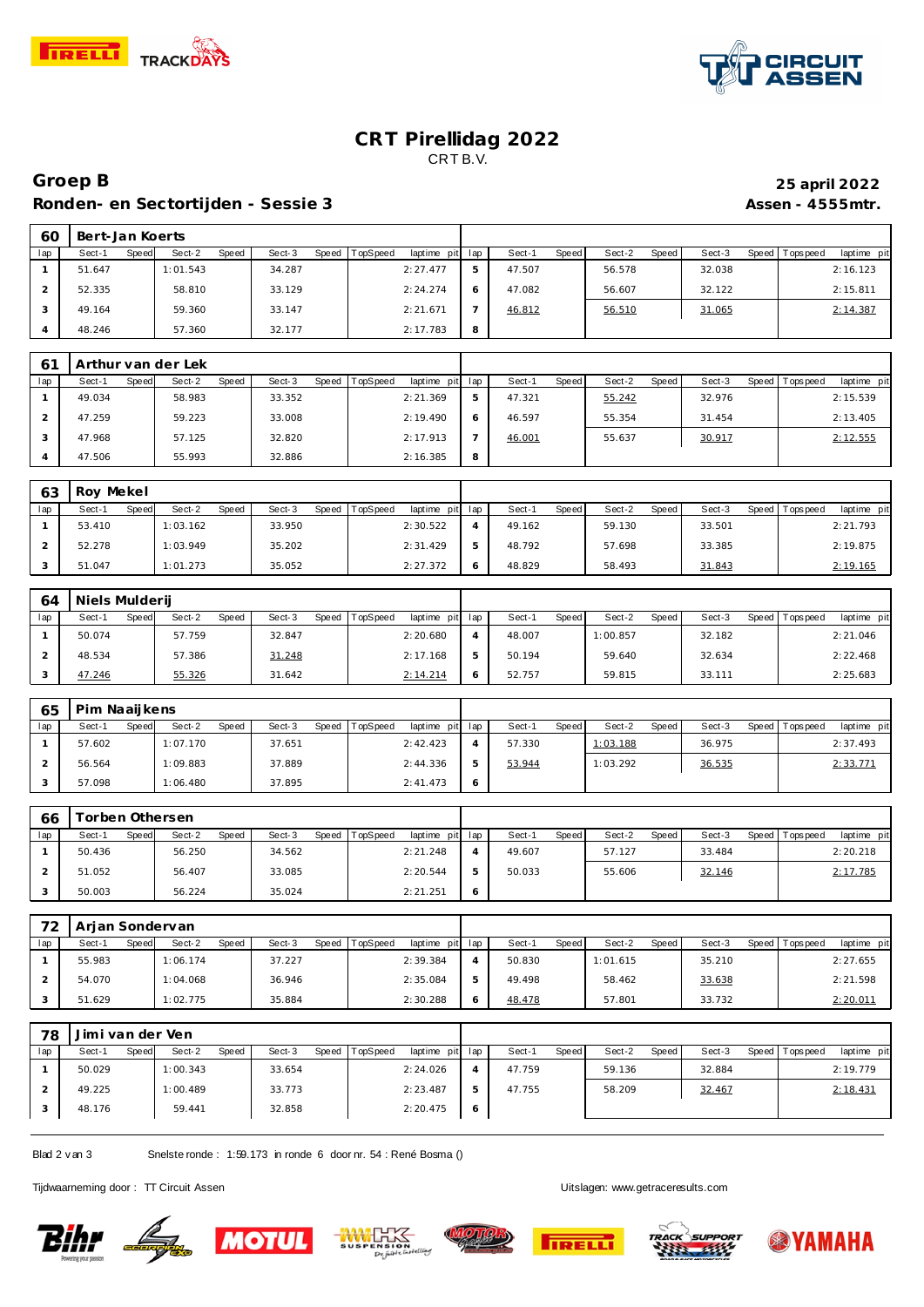# CRT Pirellidag 2022

CRT B.V.

## Groep B

**25 april 2022**

## Ronden- en Sectortijden - Sessie 3

**Assen - 4555mtr.**

### 60 Bert-Jan Koerts

| lap | Sect-1 | Speed | Sect-2 | Speed | Sect-3 | Speed | TopSpeed | laptime pit | lap | Sect-1 | Speed | Sect-2 | Speed | Sect-3 | Speed | Topspeed | laptime pit |
|---|---|---|---|---|---|---|---|---|---|---|---|---|---|---|---|---|---|
| 1 | 51.647 | | 1:01.543 | | 34.287 | | | 2:27.477 | 5 | 47.507 | | 56.578 | | 32.038 | | | 2:16.123 |
| 2 | 52.335 | | 58.810 | | 33.129 | | | 2:24.274 | 6 | 47.082 | | 56.607 | | 32.122 | | | 2:15.811 |
| 3 | 49.164 | | 59.360 | | 33.147 | | | 2:21.671 | 7 | 46.812 | | 56.510 | | 31.065 | | | 2:14.387 |
| 4 | 48.246 | | 57.360 | | 32.177 | | | 2:17.783 | 8 | | | | | | | | |

### 61 Arthur van der Lek

| lap | Sect-1 | Speed | Sect-2 | Speed | Sect-3 | Speed | TopSpeed | laptime pit | lap | Sect-1 | Speed | Sect-2 | Speed | Sect-3 | Speed | Topspeed | laptime pit |
|---|---|---|---|---|---|---|---|---|---|---|---|---|---|---|---|---|---|
| 1 | 49.034 | | 58.983 | | 33.352 | | | 2:21.369 | 5 | 47.321 | | 55.242 | | 32.976 | | | 2:15.539 |
| 2 | 47.259 | | 59.223 | | 33.008 | | | 2:19.490 | 6 | 46.597 | | 55.354 | | 31.454 | | | 2:13.405 |
| 3 | 47.968 | | 57.125 | | 32.820 | | | 2:17.913 | 7 | 46.001 | | 55.637 | | 30.917 | | | 2:12.555 |
| 4 | 47.506 | | 55.993 | | 32.886 | | | 2:16.385 | 8 | | | | | | | | |

### 63 Roy Mekel

| lap | Sect-1 | Speed | Sect-2 | Speed | Sect-3 | Speed | TopSpeed | laptime pit | lap | Sect-1 | Speed | Sect-2 | Speed | Sect-3 | Speed | Topspeed | laptime pit |
|---|---|---|---|---|---|---|---|---|---|---|---|---|---|---|---|---|---|
| 1 | 53.410 | | 1:03.162 | | 33.950 | | | 2:30.522 | 4 | 49.162 | | 59.130 | | 33.501 | | | 2:21.793 |
| 2 | 52.278 | | 1:03.949 | | 35.202 | | | 2:31.429 | 5 | 48.792 | | 57.698 | | 33.385 | | | 2:19.875 |
| 3 | 51.047 | | 1:01.273 | | 35.052 | | | 2:27.372 | 6 | 48.829 | | 58.493 | | 31.843 | | | 2:19.165 |

### 64 Niels Mulderij

| lap | Sect-1 | Speed | Sect-2 | Speed | Sect-3 | Speed | TopSpeed | laptime pit | lap | Sect-1 | Speed | Sect-2 | Speed | Sect-3 | Speed | Topspeed | laptime pit |
|---|---|---|---|---|---|---|---|---|---|---|---|---|---|---|---|---|---|
| 1 | 50.074 | | 57.759 | | 32.847 | | | 2:20.680 | 4 | 48.007 | | 1:00.857 | | 32.182 | | | 2:21.046 |
| 2 | 48.534 | | 57.386 | | 31.248 | | | 2:17.168 | 5 | 50.194 | | 59.640 | | 32.634 | | | 2:22.468 |
| 3 | 47.246 | | 55.326 | | 31.642 | | | 2:14.214 | 6 | 52.757 | | 59.815 | | 33.111 | | | 2:25.683 |

### 65 Pim Naaijkens

| lap | Sect-1 | Speed | Sect-2 | Speed | Sect-3 | Speed | TopSpeed | laptime pit | lap | Sect-1 | Speed | Sect-2 | Speed | Sect-3 | Speed | Topspeed | laptime pit |
|---|---|---|---|---|---|---|---|---|---|---|---|---|---|---|---|---|---|
| 1 | 57.602 | | 1:07.170 | | 37.651 | | | 2:42.423 | 4 | 57.330 | | 1:03.188 | | 36.975 | | | 2:37.493 |
| 2 | 56.564 | | 1:09.883 | | 37.889 | | | 2:44.336 | 5 | 53.944 | | 1:03.292 | | 36.535 | | | 2:33.771 |
| 3 | 57.098 | | 1:06.480 | | 37.895 | | | 2:41.473 | 6 | | | | | | | | |

### 66 Torben Othersen

| lap | Sect-1 | Speed | Sect-2 | Speed | Sect-3 | Speed | TopSpeed | laptime pit | lap | Sect-1 | Speed | Sect-2 | Speed | Sect-3 | Speed | Topspeed | laptime pit |
|---|---|---|---|---|---|---|---|---|---|---|---|---|---|---|---|---|---|
| 1 | 50.436 | | 56.250 | | 34.562 | | | 2:21.248 | 4 | 49.607 | | 57.127 | | 33.484 | | | 2:20.218 |
| 2 | 51.052 | | 56.407 | | 33.085 | | | 2:20.544 | 5 | 50.033 | | 55.606 | | 32.146 | | | 2:17.785 |
| 3 | 50.003 | | 56.224 | | 35.024 | | | 2:21.251 | 6 | | | | | | | | |

### 72 Arjan Sondervan

| lap | Sect-1 | Speed | Sect-2 | Speed | Sect-3 | Speed | TopSpeed | laptime pit | lap | Sect-1 | Speed | Sect-2 | Speed | Sect-3 | Speed | Topspeed | laptime pit |
|---|---|---|---|---|---|---|---|---|---|---|---|---|---|---|---|---|---|
| 1 | 55.983 | | 1:06.174 | | 37.227 | | | 2:39.384 | 4 | 50.830 | | 1:01.615 | | 35.210 | | | 2:27.655 |
| 2 | 54.070 | | 1:04.068 | | 36.946 | | | 2:35.084 | 5 | 49.498 | | 58.462 | | 33.638 | | | 2:21.598 |
| 3 | 51.629 | | 1:02.775 | | 35.884 | | | 2:30.288 | 6 | 48.478 | | 57.801 | | 33.732 | | | 2:20.011 |

### 78 Jimi van der Ven

| lap | Sect-1 | Speed | Sect-2 | Speed | Sect-3 | Speed | TopSpeed | laptime pit | lap | Sect-1 | Speed | Sect-2 | Speed | Sect-3 | Speed | Topspeed | laptime pit |
|---|---|---|---|---|---|---|---|---|---|---|---|---|---|---|---|---|---|
| 1 | 50.029 | | 1:00.343 | | 33.654 | | | 2:24.026 | 4 | 47.759 | | 59.136 | | 32.884 | | | 2:19.779 |
| 2 | 49.225 | | 1:00.489 | | 33.773 | | | 2:23.487 | 5 | 47.755 | | 58.209 | | 32.467 | | | 2:18.431 |
| 3 | 48.176 | | 59.441 | | 32.858 | | | 2:20.475 | 6 | | | | | | | | |

Snelste ronde : 1:59.173 in ronde 6 door nr. 54 : René Bosma ()

Tijdwaarneming door : TT Circuit Assen

Uitslagen: www.getraceresults.com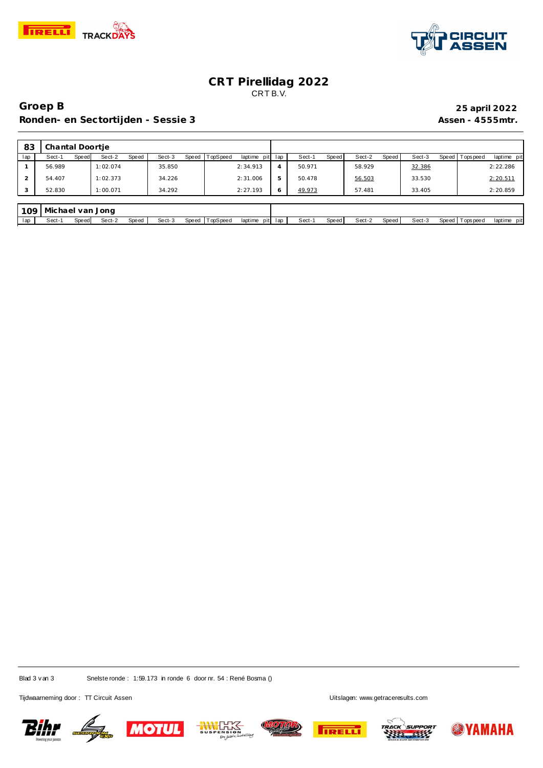# CRT Pirellidag 2022

CRT B.V.

## Groep B

**Ronden- en Sectortijden - Sessie 3**

**25 april 2022**

**Assen - 4555mtr.**

| 83 | Chantal Doortje | | | | | | | | | | | | | | | | | |
|---|---|---|---|---|---|---|---|---|---|---|---|---|---|---|---|---|---|---|
| lap | Sect-1 | Speed | Sect-2 | Speed | Sect-3 | Speed | TopSpeed | laptime | pit | lap | Sect-1 | Speed | Sect-2 | Speed | Sect-3 | Speed | Topspeed | laptime pit |
| 1 | 56.989 | | 1:02.074 | | 35.850 | | | 2:34.913 | | 4 | 50.971 | | 58.929 | | 32.386 | | | 2:22.286 |
| 2 | 54.407 | | 1:02.373 | | 34.226 | | | 2:31.006 | | 5 | 50.478 | | 56.503 | | 33.530 | | | 2:20.511 |
| 3 | 52.830 | | 1:00.071 | | 34.292 | | | 2:27.193 | | 6 | 49.973 | | 57.481 | | 33.405 | | | 2:20.859 |

| 109 | Michael van Jong | | | | | | | | | | | | | | | | | |
|---|---|---|---|---|---|---|---|---|---|---|---|---|---|---|---|---|---|---|
| lap | Sect-1 | Speed | Sect-2 | Speed | Sect-3 | Speed | TopSpeed | laptime | pit | lap | Sect-1 | Speed | Sect-2 | Speed | Sect-3 | Speed | Topspeed | laptime pit |

Snelste ronde : 1:59.173 in ronde 6 door nr. 54 : René Bosma ()

Tijdwaarneming door : TT Circuit Assen

Uitslagen: www.getraceresults.com